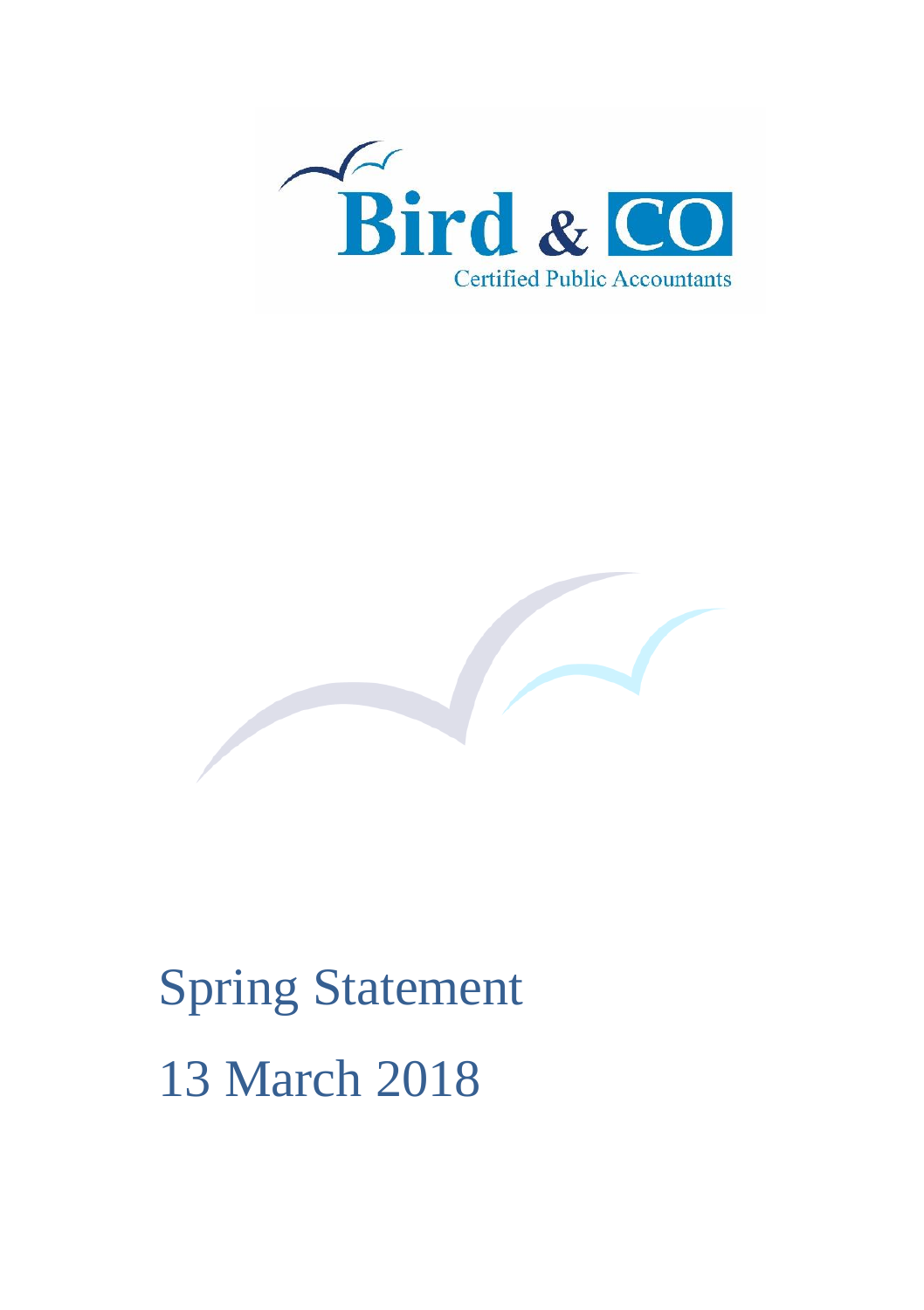Bird & CO

Certified Public Accountants

# Spring Statement

# 13 March 2018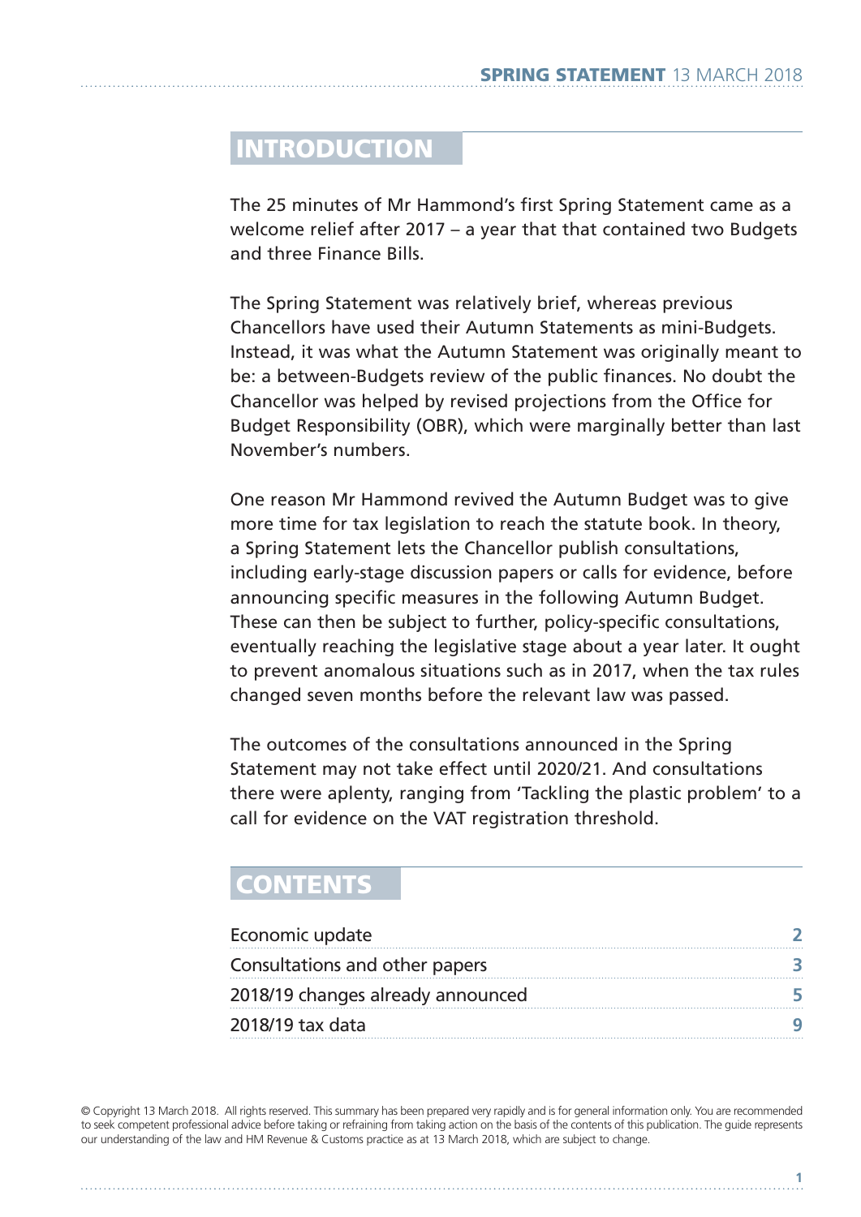## INTRODUCTION

The 25 minutes of Mr Hammond's first Spring Statement came as a welcome relief after 2017 – a year that that contained two Budgets and three Finance Bills.

The Spring Statement was relatively brief, whereas previous Chancellors have used their Autumn Statements as mini-Budgets. Instead, it was what the Autumn Statement was originally meant to be: a between-Budgets review of the public finances. No doubt the Chancellor was helped by revised projections from the Office for Budget Responsibility (OBR), which were marginally better than last November's numbers.

One reason Mr Hammond revived the Autumn Budget was to give more time for tax legislation to reach the statute book. In theory, a Spring Statement lets the Chancellor publish consultations, including early-stage discussion papers or calls for evidence, before announcing specific measures in the following Autumn Budget. These can then be subject to further, policy-specific consultations, eventually reaching the legislative stage about a year later. It ought to prevent anomalous situations such as in 2017, when the tax rules changed seven months before the relevant law was passed.

The outcomes of the consultations announced in the Spring Statement may not take effect until 2020/21. And consultations there were aplenty, ranging from 'Tackling the plastic problem' to a call for evidence on the VAT registration threshold.

## CONTENTS

| | |
|---|---|
| Economic update | 2 |
| Consultations and other papers | 3 |
| 2018/19 changes already announced | 5 |
| 2018/19 tax data | 9 |

© Copyright 13 March 2018. All rights reserved. This summary has been prepared very rapidly and is for general information only. You are recommended to seek competent professional advice before taking or refraining from taking action on the basis of the contents of this publication. The guide represents our understanding of the law and HM Revenue & Customs practice as at 13 March 2018, which are subject to change.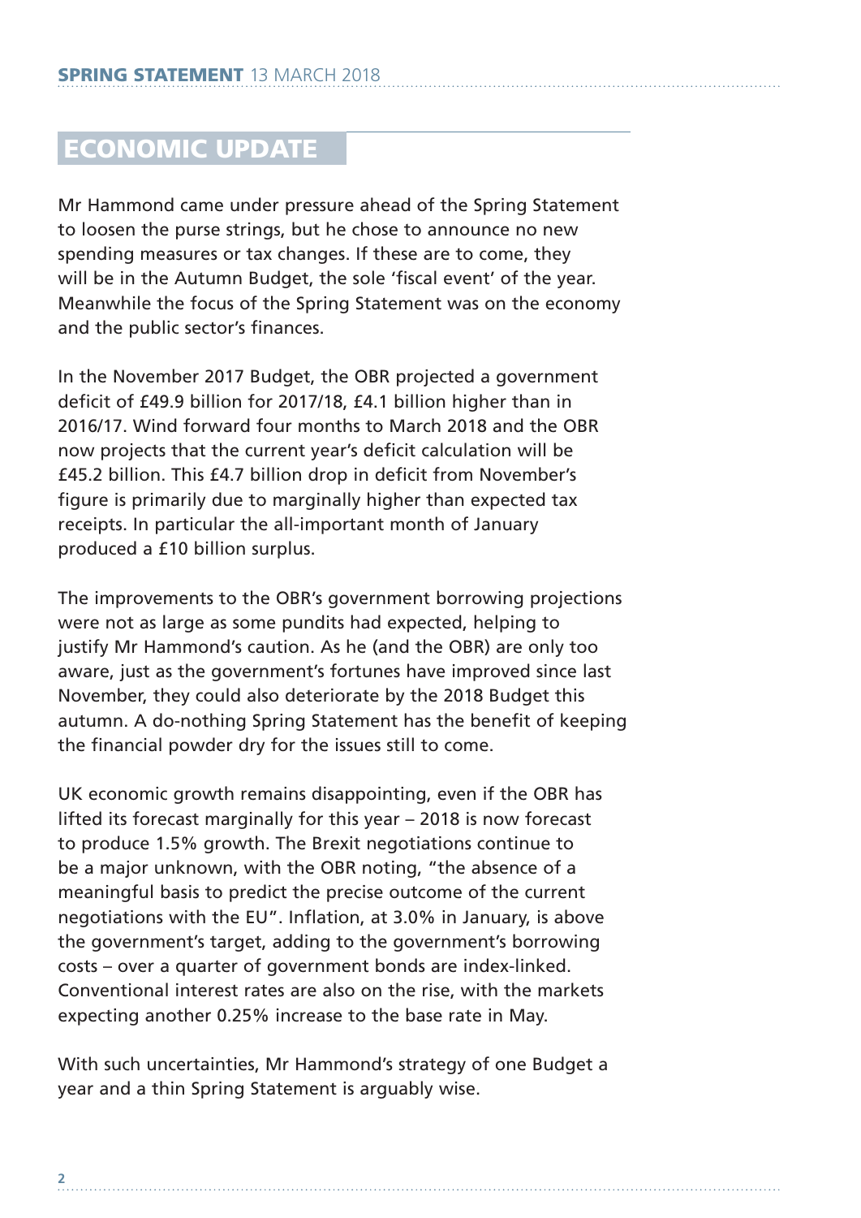## ECONOMIC UPDATE

Mr Hammond came under pressure ahead of the Spring Statement to loosen the purse strings, but he chose to announce no new spending measures or tax changes. If these are to come, they will be in the Autumn Budget, the sole 'fiscal event' of the year. Meanwhile the focus of the Spring Statement was on the economy and the public sector's finances.

In the November 2017 Budget, the OBR projected a government deficit of £49.9 billion for 2017/18, £4.1 billion higher than in 2016/17. Wind forward four months to March 2018 and the OBR now projects that the current year's deficit calculation will be £45.2 billion. This £4.7 billion drop in deficit from November's figure is primarily due to marginally higher than expected tax receipts. In particular the all-important month of January produced a £10 billion surplus.

The improvements to the OBR's government borrowing projections were not as large as some pundits had expected, helping to justify Mr Hammond's caution. As he (and the OBR) are only too aware, just as the government's fortunes have improved since last November, they could also deteriorate by the 2018 Budget this autumn. A do-nothing Spring Statement has the benefit of keeping the financial powder dry for the issues still to come.

UK economic growth remains disappointing, even if the OBR has lifted its forecast marginally for this year – 2018 is now forecast to produce 1.5% growth. The Brexit negotiations continue to be a major unknown, with the OBR noting, "the absence of a meaningful basis to predict the precise outcome of the current negotiations with the EU". Inflation, at 3.0% in January, is above the government's target, adding to the government's borrowing costs – over a quarter of government bonds are index-linked. Conventional interest rates are also on the rise, with the markets expecting another 0.25% increase to the base rate in May.

With such uncertainties, Mr Hammond's strategy of one Budget a year and a thin Spring Statement is arguably wise.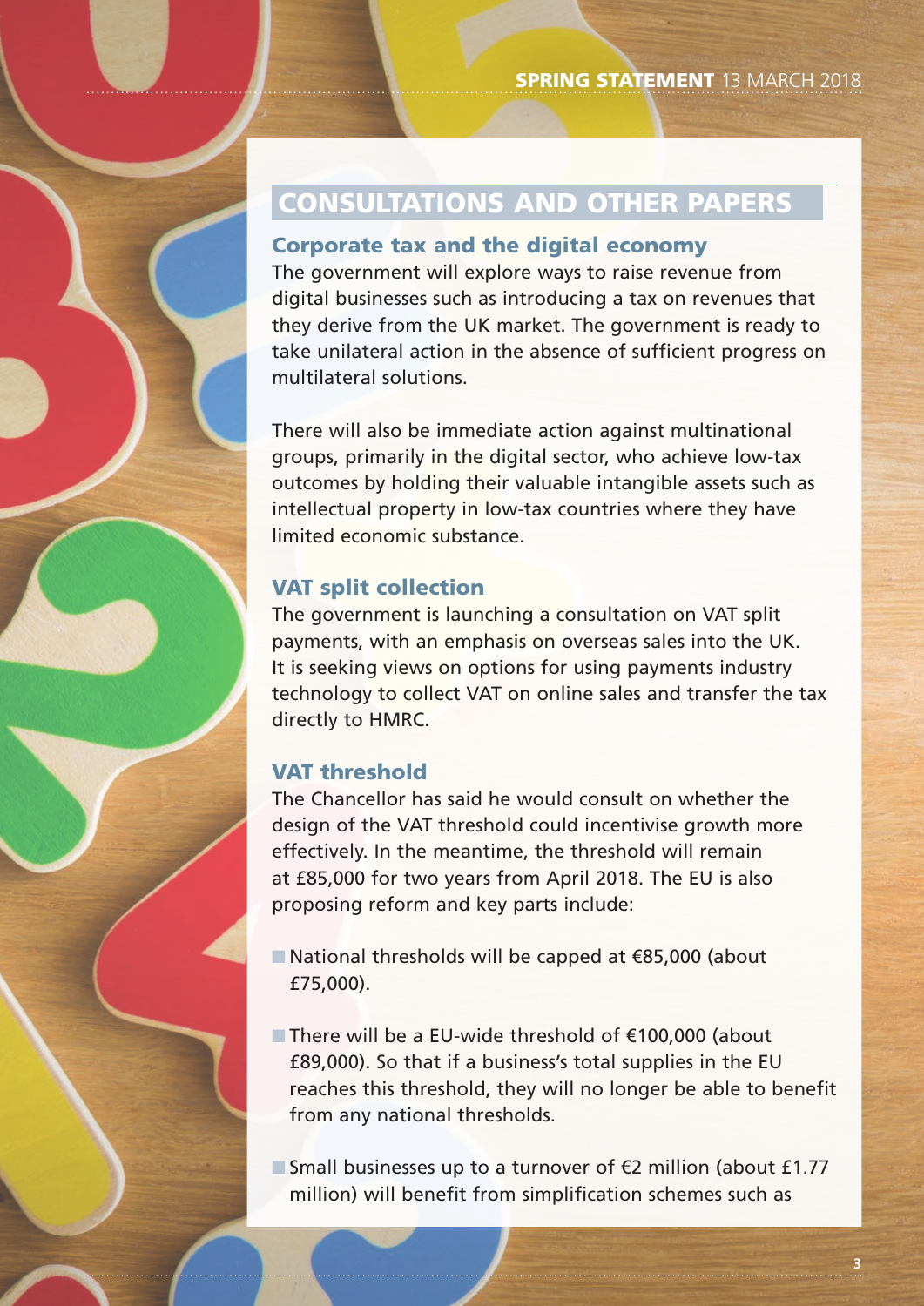## CONSULTATIONS AND OTHER PAPERS

### Corporate tax and the digital economy

The government will explore ways to raise revenue from digital businesses such as introducing a tax on revenues that they derive from the UK market. The government is ready to take unilateral action in the absence of sufficient progress on multilateral solutions.

There will also be immediate action against multinational groups, primarily in the digital sector, who achieve low-tax outcomes by holding their valuable intangible assets such as intellectual property in low-tax countries where they have limited economic substance.

### VAT split collection

The government is launching a consultation on VAT split payments, with an emphasis on overseas sales into the UK. It is seeking views on options for using payments industry technology to collect VAT on online sales and transfer the tax directly to HMRC.

### VAT threshold

The Chancellor has said he would consult on whether the design of the VAT threshold could incentivise growth more effectively. In the meantime, the threshold will remain at £85,000 for two years from April 2018. The EU is also proposing reform and key parts include:

- National thresholds will be capped at €85,000 (about £75,000).
- There will be a EU-wide threshold of €100,000 (about £89,000). So that if a business's total supplies in the EU reaches this threshold, they will no longer be able to benefit from any national thresholds.
- Small businesses up to a turnover of €2 million (about £1.77 million) will benefit from simplification schemes such as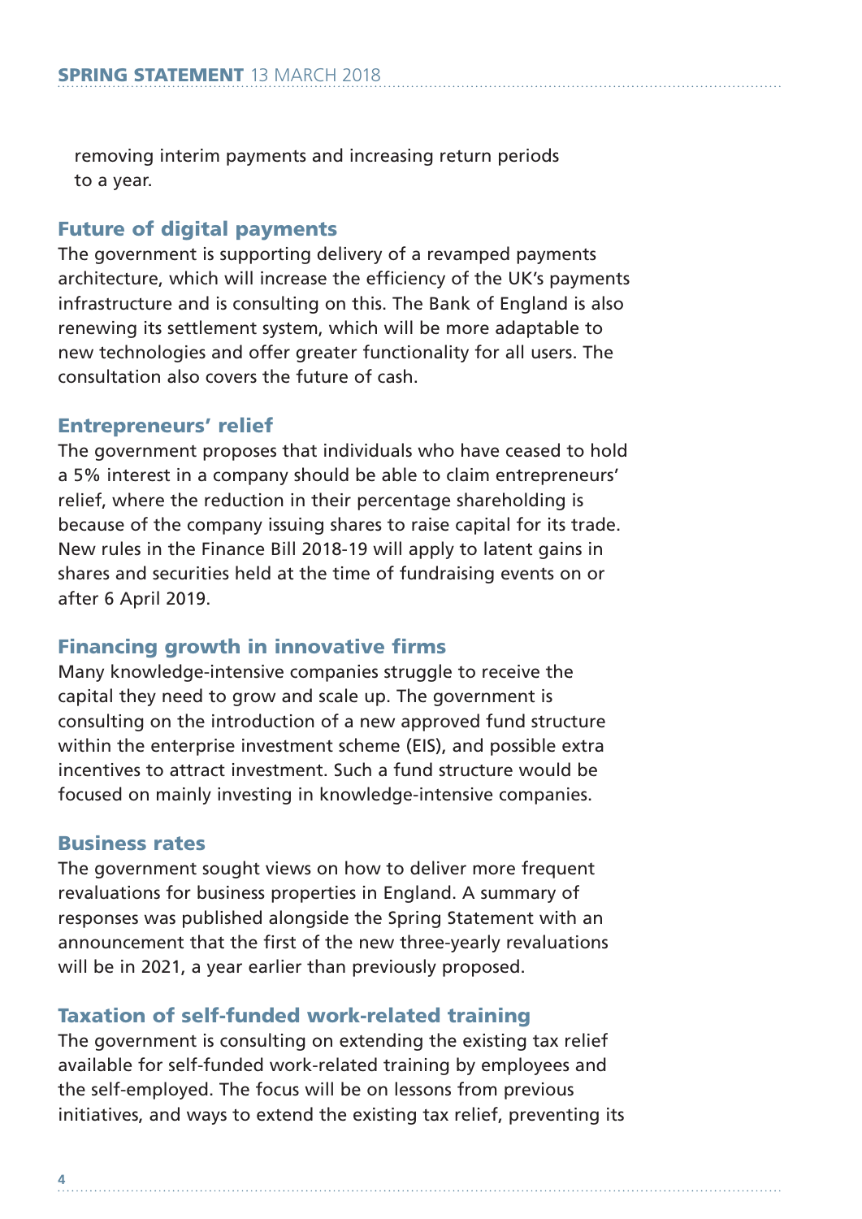removing interim payments and increasing return periods to a year.

## Future of digital payments

The government is supporting delivery of a revamped payments architecture, which will increase the efficiency of the UK's payments infrastructure and is consulting on this. The Bank of England is also renewing its settlement system, which will be more adaptable to new technologies and offer greater functionality for all users. The consultation also covers the future of cash.

## Entrepreneurs' relief

The government proposes that individuals who have ceased to hold a 5% interest in a company should be able to claim entrepreneurs' relief, where the reduction in their percentage shareholding is because of the company issuing shares to raise capital for its trade. New rules in the Finance Bill 2018-19 will apply to latent gains in shares and securities held at the time of fundraising events on or after 6 April 2019.

## Financing growth in innovative firms

Many knowledge-intensive companies struggle to receive the capital they need to grow and scale up. The government is consulting on the introduction of a new approved fund structure within the enterprise investment scheme (EIS), and possible extra incentives to attract investment. Such a fund structure would be focused on mainly investing in knowledge-intensive companies.

## Business rates

The government sought views on how to deliver more frequent revaluations for business properties in England. A summary of responses was published alongside the Spring Statement with an announcement that the first of the new three-yearly revaluations will be in 2021, a year earlier than previously proposed.

## Taxation of self-funded work-related training

The government is consulting on extending the existing tax relief available for self-funded work-related training by employees and the self-employed. The focus will be on lessons from previous initiatives, and ways to extend the existing tax relief, preventing its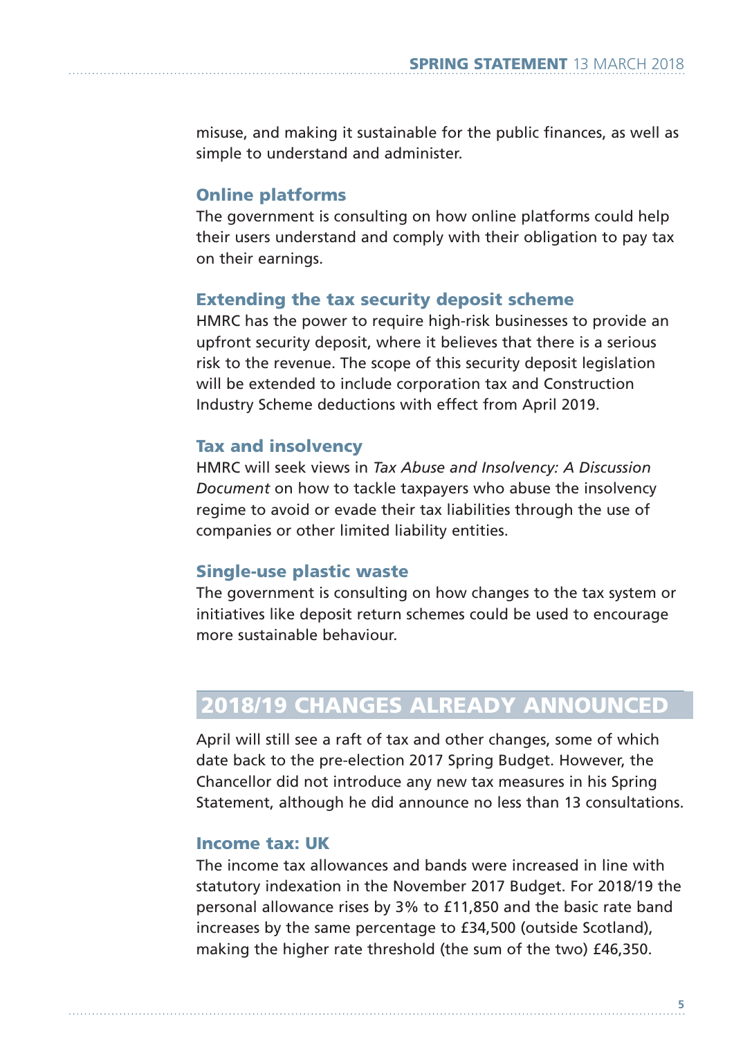misuse, and making it sustainable for the public finances, as well as simple to understand and administer.

### Online platforms

The government is consulting on how online platforms could help their users understand and comply with their obligation to pay tax on their earnings.

### Extending the tax security deposit scheme

HMRC has the power to require high-risk businesses to provide an upfront security deposit, where it believes that there is a serious risk to the revenue. The scope of this security deposit legislation will be extended to include corporation tax and Construction Industry Scheme deductions with effect from April 2019.

### Tax and insolvency

HMRC will seek views in *Tax Abuse and Insolvency: A Discussion Document* on how to tackle taxpayers who abuse the insolvency regime to avoid or evade their tax liabilities through the use of companies or other limited liability entities.

### Single-use plastic waste

The government is consulting on how changes to the tax system or initiatives like deposit return schemes could be used to encourage more sustainable behaviour.

## 2018/19 CHANGES ALREADY ANNOUNCED

April will still see a raft of tax and other changes, some of which date back to the pre-election 2017 Spring Budget. However, the Chancellor did not introduce any new tax measures in his Spring Statement, although he did announce no less than 13 consultations.

### Income tax: UK

The income tax allowances and bands were increased in line with statutory indexation in the November 2017 Budget. For 2018/19 the personal allowance rises by 3% to £11,850 and the basic rate band increases by the same percentage to £34,500 (outside Scotland), making the higher rate threshold (the sum of the two) £46,350.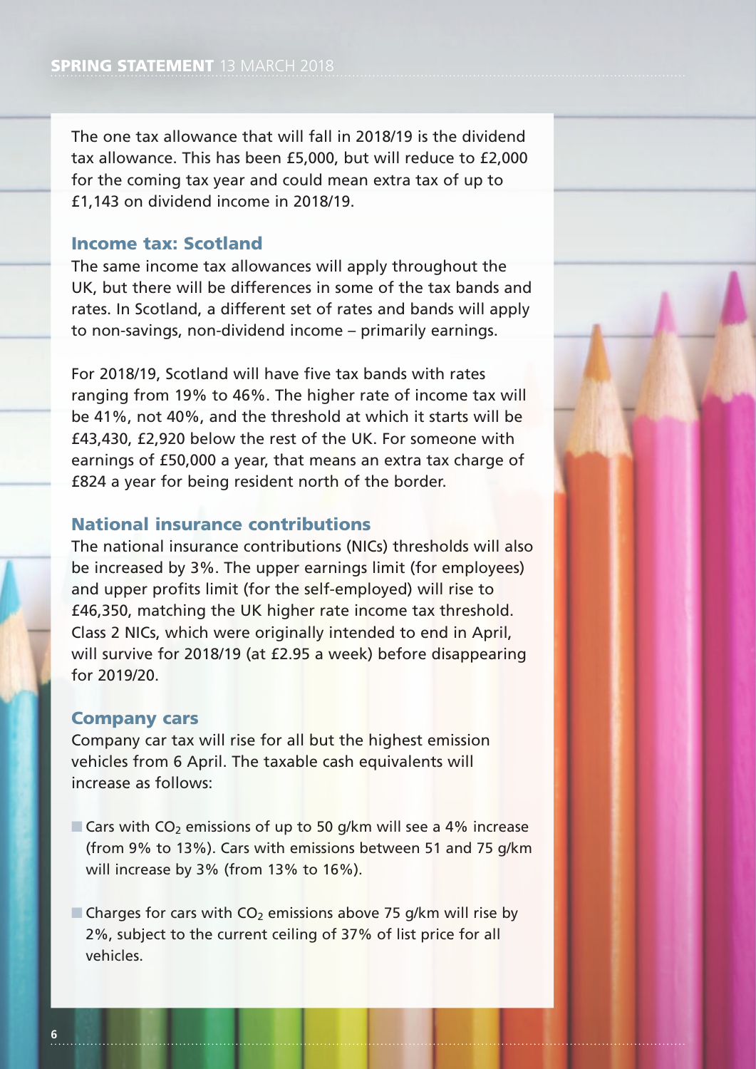The one tax allowance that will fall in 2018/19 is the dividend tax allowance. This has been £5,000, but will reduce to £2,000 for the coming tax year and could mean extra tax of up to £1,143 on dividend income in 2018/19.

## Income tax: Scotland

The same income tax allowances will apply throughout the UK, but there will be differences in some of the tax bands and rates. In Scotland, a different set of rates and bands will apply to non-savings, non-dividend income – primarily earnings.

For 2018/19, Scotland will have five tax bands with rates ranging from 19% to 46%. The higher rate of income tax will be 41%, not 40%, and the threshold at which it starts will be £43,430, £2,920 below the rest of the UK. For someone with earnings of £50,000 a year, that means an extra tax charge of £824 a year for being resident north of the border.

## National insurance contributions

The national insurance contributions (NICs) thresholds will also be increased by 3%. The upper earnings limit (for employees) and upper profits limit (for the self-employed) will rise to £46,350, matching the UK higher rate income tax threshold. Class 2 NICs, which were originally intended to end in April, will survive for 2018/19 (at £2.95 a week) before disappearing for 2019/20.

## Company cars

Company car tax will rise for all but the highest emission vehicles from 6 April. The taxable cash equivalents will increase as follows:

- Cars with $CO_2$ emissions of up to 50 g/km will see a 4% increase (from 9% to 13%). Cars with emissions between 51 and 75 g/km will increase by 3% (from 13% to 16%).
- Charges for cars with $CO_2$ emissions above 75 g/km will rise by 2%, subject to the current ceiling of 37% of list price for all vehicles.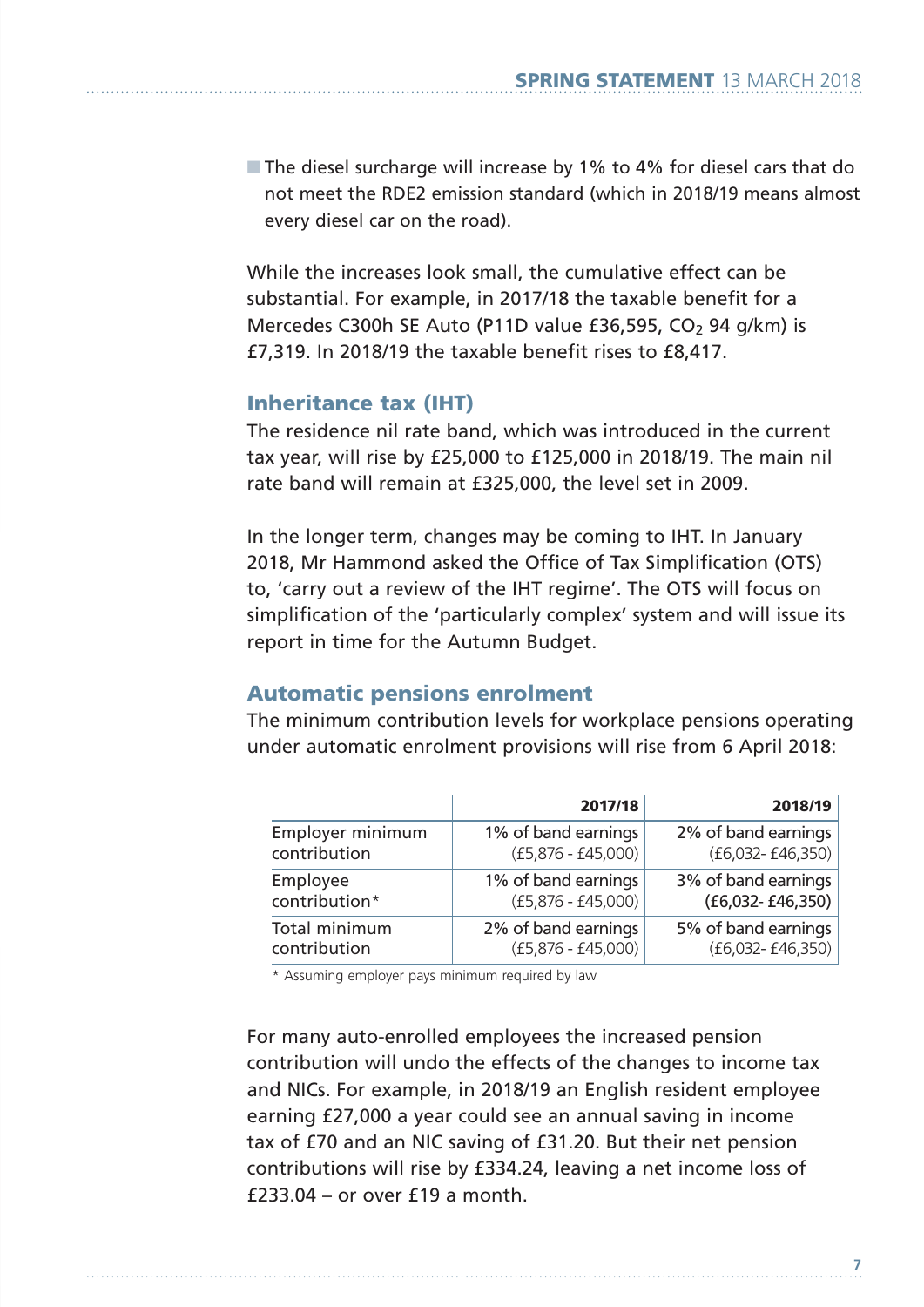- The diesel surcharge will increase by 1% to 4% for diesel cars that do not meet the RDE2 emission standard (which in 2018/19 means almost every diesel car on the road).

While the increases look small, the cumulative effect can be substantial. For example, in 2017/18 the taxable benefit for a Mercedes C300h SE Auto (P11D value £36,595, $CO_2$ 94 g/km) is £7,319. In 2018/19 the taxable benefit rises to £8,417.

## Inheritance tax (IHT)

The residence nil rate band, which was introduced in the current tax year, will rise by £25,000 to £125,000 in 2018/19. The main nil rate band will remain at £325,000, the level set in 2009.

In the longer term, changes may be coming to IHT. In January 2018, Mr Hammond asked the Office of Tax Simplification (OTS) to, 'carry out a review of the IHT regime'. The OTS will focus on simplification of the 'particularly complex' system and will issue its report in time for the Autumn Budget.

## Automatic pensions enrolment

The minimum contribution levels for workplace pensions operating under automatic enrolment provisions will rise from 6 April 2018:

| | 2017/18 | 2018/19 |
|---|---|---|
| Employer minimum contribution | 1% of band earnings (£5,876 - £45,000) | 2% of band earnings (£6,032- £46,350) |
| Employee contribution* | 1% of band earnings (£5,876 - £45,000) | 3% of band earnings **(£6,032- £46,350)** |
| Total minimum contribution | 2% of band earnings (£5,876 - £45,000) | 5% of band earnings (£6,032- £46,350) |

\* Assuming employer pays minimum required by law

For many auto-enrolled employees the increased pension contribution will undo the effects of the changes to income tax and NICs. For example, in 2018/19 an English resident employee earning £27,000 a year could see an annual saving in income tax of £70 and an NIC saving of £31.20. But their net pension contributions will rise by £334.24, leaving a net income loss of £233.04 – or over £19 a month.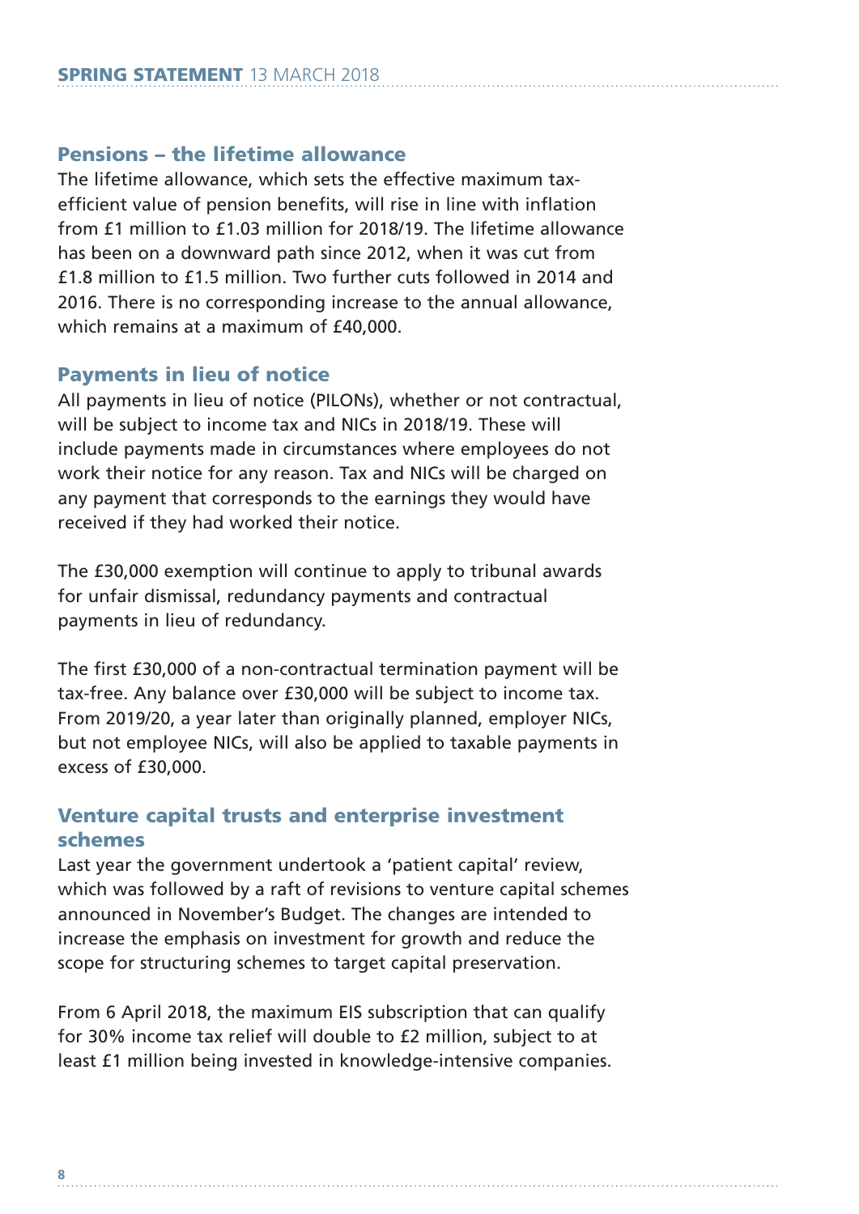## Pensions – the lifetime allowance

The lifetime allowance, which sets the effective maximum tax-efficient value of pension benefits, will rise in line with inflation from £1 million to £1.03 million for 2018/19. The lifetime allowance has been on a downward path since 2012, when it was cut from £1.8 million to £1.5 million. Two further cuts followed in 2014 and 2016. There is no corresponding increase to the annual allowance, which remains at a maximum of £40,000.

## Payments in lieu of notice

All payments in lieu of notice (PILONs), whether or not contractual, will be subject to income tax and NICs in 2018/19. These will include payments made in circumstances where employees do not work their notice for any reason. Tax and NICs will be charged on any payment that corresponds to the earnings they would have received if they had worked their notice.

The £30,000 exemption will continue to apply to tribunal awards for unfair dismissal, redundancy payments and contractual payments in lieu of redundancy.

The first £30,000 of a non-contractual termination payment will be tax-free. Any balance over £30,000 will be subject to income tax. From 2019/20, a year later than originally planned, employer NICs, but not employee NICs, will also be applied to taxable payments in excess of £30,000.

## Venture capital trusts and enterprise investment schemes

Last year the government undertook a 'patient capital' review, which was followed by a raft of revisions to venture capital schemes announced in November's Budget. The changes are intended to increase the emphasis on investment for growth and reduce the scope for structuring schemes to target capital preservation.

From 6 April 2018, the maximum EIS subscription that can qualify for 30% income tax relief will double to £2 million, subject to at least £1 million being invested in knowledge-intensive companies.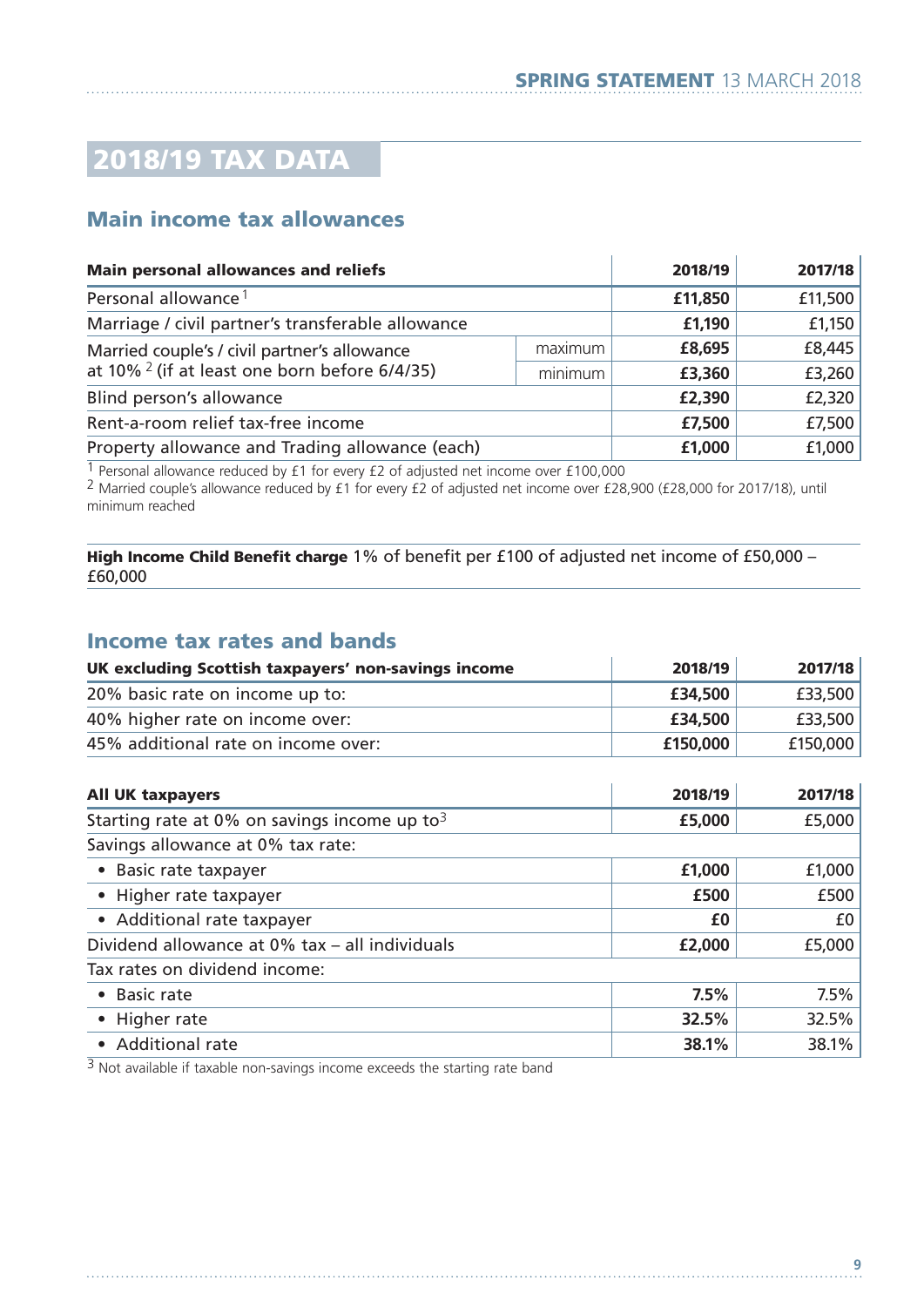# 2018/19 TAX DATA

## Main income tax allowances

| Main personal allowances and reliefs | | 2018/19 | 2017/18 |
|---|---|---|---|
| Personal allowance [1] | | **£11,850** | £11,500 |
| Marriage / civil partner's transferable allowance | | **£1,190** | £1,150 |
| Married couple's / civil partner's allowance at 10% [2] (if at least one born before 6/4/35) | maximum | **£8,695** | £8,445 |
| | minimum | **£3,360** | £3,260 |
| Blind person's allowance | | **£2,390** | £2,320 |
| Rent-a-room relief tax-free income | | **£7,500** | £7,500 |
| Property allowance and Trading allowance (each) | | **£1,000** | £1,000 |

[1] Personal allowance reduced by £1 for every £2 of adjusted net income over £100,000

[2] Married couple's allowance reduced by £1 for every £2 of adjusted net income over £28,900 (£28,000 for 2017/18), until minimum reached

**High Income Child Benefit charge** 1% of benefit per £100 of adjusted net income of £50,000 – £60,000

## Income tax rates and bands

| UK excluding Scottish taxpayers' non-savings income | 2018/19 | 2017/18 |
|---|---|---|
| 20% basic rate on income up to: | **£34,500** | £33,500 |
| 40% higher rate on income over: | **£34,500** | £33,500 |
| 45% additional rate on income over: | **£150,000** | £150,000 |

| All UK taxpayers | 2018/19 | 2017/18 |
|---|---|---|
| Starting rate at 0% on savings income up to[3] | **£5,000** | £5,000 |
| Savings allowance at 0% tax rate: | | |
| • Basic rate taxpayer | **£1,000** | £1,000 |
| • Higher rate taxpayer | **£500** | £500 |
| • Additional rate taxpayer | **£0** | £0 |
| Dividend allowance at 0% tax – all individuals | **£2,000** | £5,000 |
| Tax rates on dividend income: | | |
| • Basic rate | **7.5%** | 7.5% |
| • Higher rate | **32.5%** | 32.5% |
| • Additional rate | **38.1%** | 38.1% |

[3] Not available if taxable non-savings income exceeds the starting rate band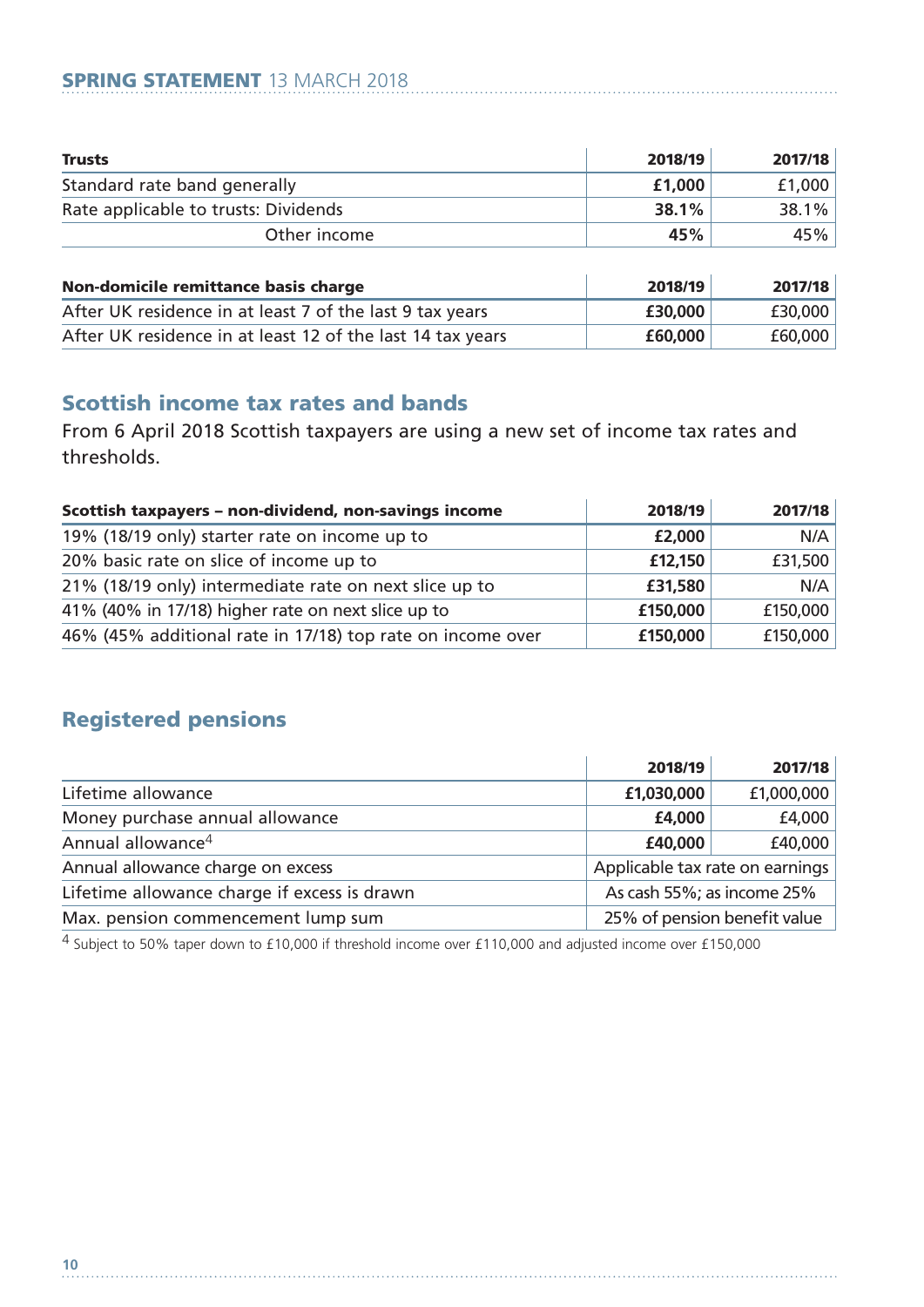| Trusts | 2018/19 | 2017/18 |
|---|---|---|
| Standard rate band generally | **£1,000** | £1,000 |
| Rate applicable to trusts: Dividends | **38.1%** | 38.1% |
| Other income | **45%** | 45% |

| Non-domicile remittance basis charge | 2018/19 | 2017/18 |
|---|---|---|
| After UK residence in at least 7 of the last 9 tax years | **£30,000** | £30,000 |
| After UK residence in at least 12 of the last 14 tax years | **£60,000** | £60,000 |

## Scottish income tax rates and bands

From 6 April 2018 Scottish taxpayers are using a new set of income tax rates and thresholds.

| Scottish taxpayers – non-dividend, non-savings income | 2018/19 | 2017/18 |
|---|---|---|
| 19% (18/19 only) starter rate on income up to | **£2,000** | N/A |
| 20% basic rate on slice of income up to | **£12,150** | £31,500 |
| 21% (18/19 only) intermediate rate on next slice up to | **£31,580** | N/A |
| 41% (40% in 17/18) higher rate on next slice up to | **£150,000** | £150,000 |
| 46% (45% additional rate in 17/18) top rate on income over | **£150,000** | £150,000 |

## Registered pensions

| | 2018/19 | 2017/18 |
|---|---|---|
| Lifetime allowance | **£1,030,000** | £1,000,000 |
| Money purchase annual allowance | **£4,000** | £4,000 |
| Annual allowance[4] | **£40,000** | £40,000 |
| Annual allowance charge on excess | Applicable tax rate on earnings | |
| Lifetime allowance charge if excess is drawn | As cash 55%; as income 25% | |
| Max. pension commencement lump sum | 25% of pension benefit value | |

[4] Subject to 50% taper down to £10,000 if threshold income over £110,000 and adjusted income over £150,000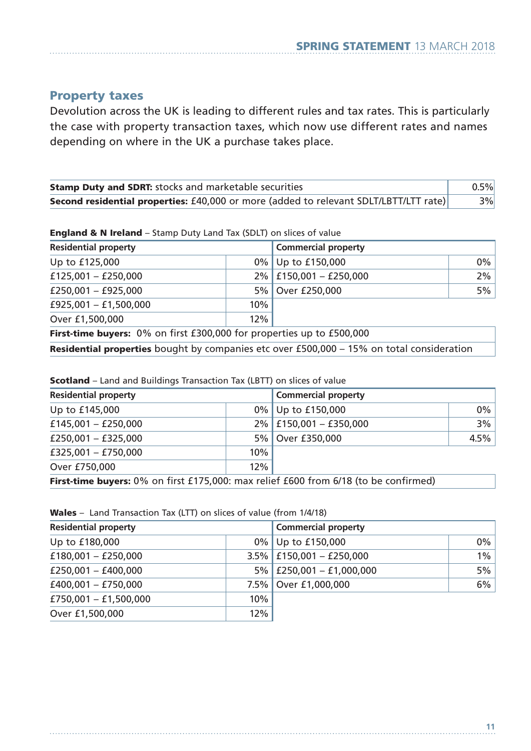## Property taxes

Devolution across the UK is leading to different rules and tax rates. This is particularly the case with property transaction taxes, which now use different rates and names depending on where in the UK a purchase takes place.

| | |
|---|---|
| **Stamp Duty and SDRT:** stocks and marketable securities | 0.5% |
| **Second residential properties:** £40,000 or more (added to relevant SDLT/LBTT/LTT rate) | 3% |

**England & N Ireland** – Stamp Duty Land Tax (SDLT) on slices of value

| Residential property | | Commercial property | |
|---|---|---|---|
| Up to £125,000 | 0% | Up to £150,000 | 0% |
| £125,001 – £250,000 | 2% | £150,001 – £250,000 | 2% |
| £250,001 – £925,000 | 5% | Over £250,000 | 5% |
| £925,001 – £1,500,000 | 10% | | |
| Over £1,500,000 | 12% | | |
| **First-time buyers:** 0% on first £300,000 for properties up to £500,000 | | | |
| **Residential properties** bought by companies etc over £500,000 – 15% on total consideration | | | |

**Scotland** – Land and Buildings Transaction Tax (LBTT) on slices of value

| Residential property | | Commercial property | |
|---|---|---|---|
| Up to £145,000 | 0% | Up to £150,000 | 0% |
| £145,001 – £250,000 | 2% | £150,001 – £350,000 | 3% |
| £250,001 – £325,000 | 5% | Over £350,000 | 4.5% |
| £325,001 – £750,000 | 10% | | |
| Over £750,000 | 12% | | |
| **First-time buyers:** 0% on first £175,000: max relief £600 from 6/18 (to be confirmed) | | | |

**Wales** – Land Transaction Tax (LTT) on slices of value (from 1/4/18)

| Residential property | | Commercial property | |
|---|---|---|---|
| Up to £180,000 | 0% | Up to £150,000 | 0% |
| £180,001 – £250,000 | 3.5% | £150,001 – £250,000 | 1% |
| £250,001 – £400,000 | 5% | £250,001 – £1,000,000 | 5% |
| £400,001 – £750,000 | 7.5% | Over £1,000,000 | 6% |
| £750,001 – £1,500,000 | 10% | | |
| Over £1,500,000 | 12% | | |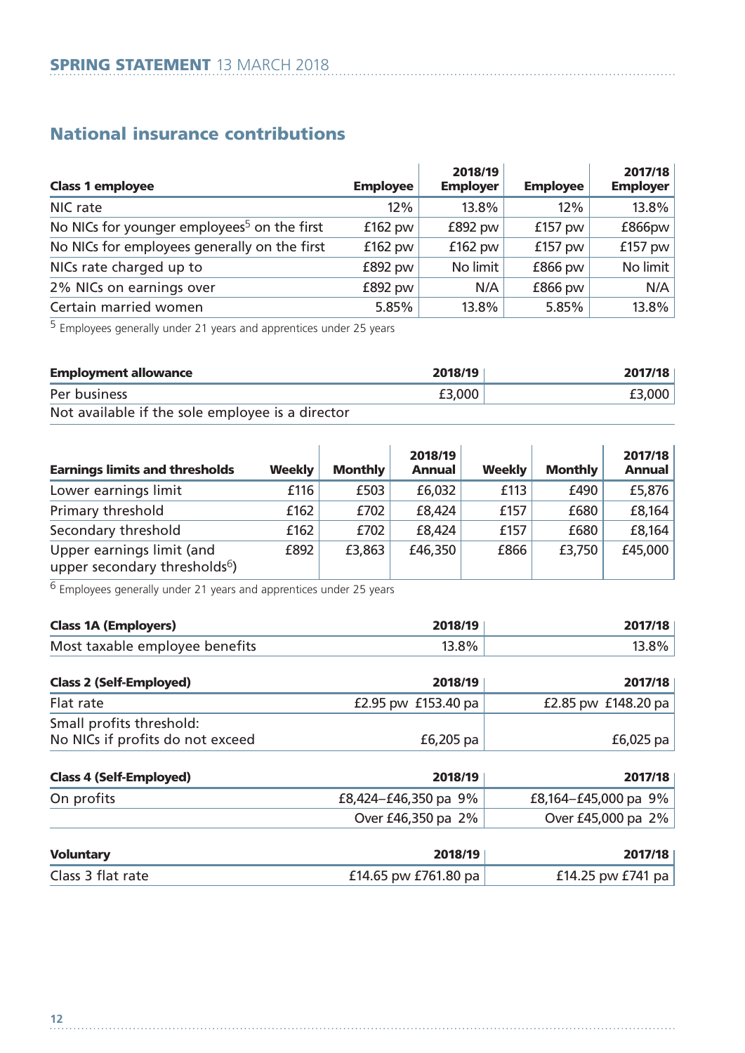## National insurance contributions

| Class 1 employee | 2018/19 Employee | 2018/19 Employer | 2017/18 Employee | 2017/18 Employer |
|---|---|---|---|---|
| NIC rate | 12% | 13.8% | 12% | 13.8% |
| No NICs for younger employees[5] on the first | £162 pw | £892 pw | £157 pw | £866pw |
| No NICs for employees generally on the first | £162 pw | £162 pw | £157 pw | £157 pw |
| NICs rate charged up to | £892 pw | No limit | £866 pw | No limit |
| 2% NICs on earnings over | £892 pw | N/A | £866 pw | N/A |
| Certain married women | 5.85% | 13.8% | 5.85% | 13.8% |

[5] Employees generally under 21 years and apprentices under 25 years

| Employment allowance | 2018/19 | 2017/18 |
|---|---|---|
| Per business | £3,000 | £3,000 |
| Not available if the sole employee is a director | | |

| Earnings limits and thresholds | 2018/19 Weekly | 2018/19 Monthly | 2018/19 Annual | 2017/18 Weekly | 2017/18 Monthly | 2017/18 Annual |
|---|---|---|---|---|---|---|
| Lower earnings limit | £116 | £503 | £6,032 | £113 | £490 | £5,876 |
| Primary threshold | £162 | £702 | £8,424 | £157 | £680 | £8,164 |
| Secondary threshold | £162 | £702 | £8,424 | £157 | £680 | £8,164 |
| Upper earnings limit (and upper secondary thresholds[6]) | £892 | £3,863 | £46,350 | £866 | £3,750 | £45,000 |

[6] Employees generally under 21 years and apprentices under 25 years

| Class 1A (Employers) | 2018/19 | 2017/18 |
|---|---|---|
| Most taxable employee benefits | 13.8% | 13.8% |

| Class 2 (Self-Employed) | 2018/19 | 2017/18 |
|---|---|---|
| Flat rate | £2.95 pw £153.40 pa | £2.85 pw £148.20 pa |
| Small profits threshold: No NICs if profits do not exceed | £6,205 pa | £6,025 pa |

| Class 4 (Self-Employed) | 2018/19 | 2017/18 |
|---|---|---|
| On profits | £8,424–£46,350 pa 9% | £8,164–£45,000 pa 9% |
| | Over £46,350 pa 2% | Over £45,000 pa 2% |

| Voluntary | 2018/19 | 2017/18 |
|---|---|---|
| Class 3 flat rate | £14.65 pw £761.80 pa | £14.25 pw £741 pa |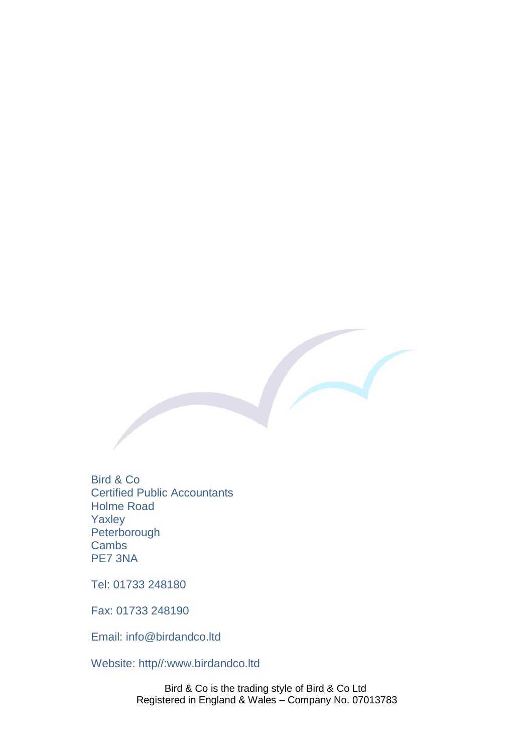Bird & Co
Certified Public Accountants
Holme Road
Yaxley
Peterborough
Cambs
PE7 3NA

Tel: 01733 248180

Fax: 01733 248190

Email: info@birdandco.ltd

Website: http//:www.birdandco.ltd

Bird & Co is the trading style of Bird & Co Ltd
Registered in England & Wales – Company No. 07013783